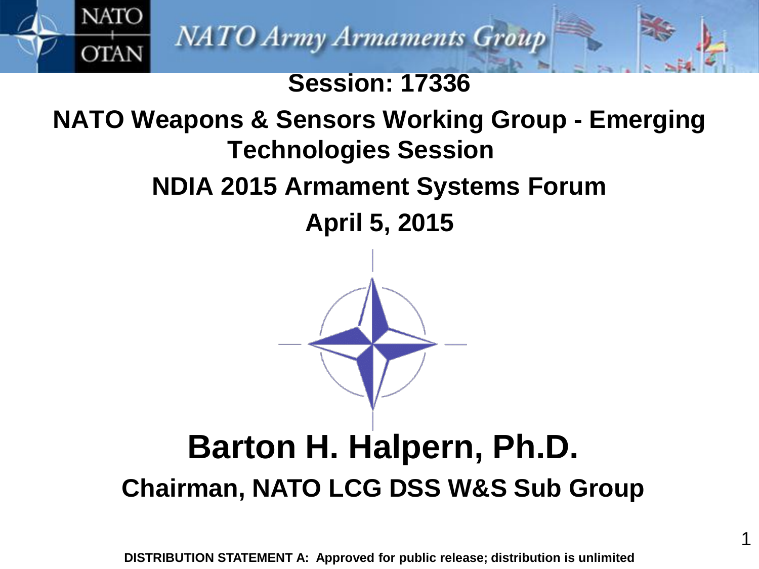NATO Army Armaments Group

**Session: 17336**

# NATO Weapons & Sensors Working Group - Emerging Technologies Session

## NDIA 2015 Armament Systems Forum

**April 5, 2015**

# Barton H. Halpern, Ph.D.

**Chairman, NATO LCG DSS W&S Sub Group**

**DISTRIBUTION STATEMENT A: Approved for public release; distribution is unlimited**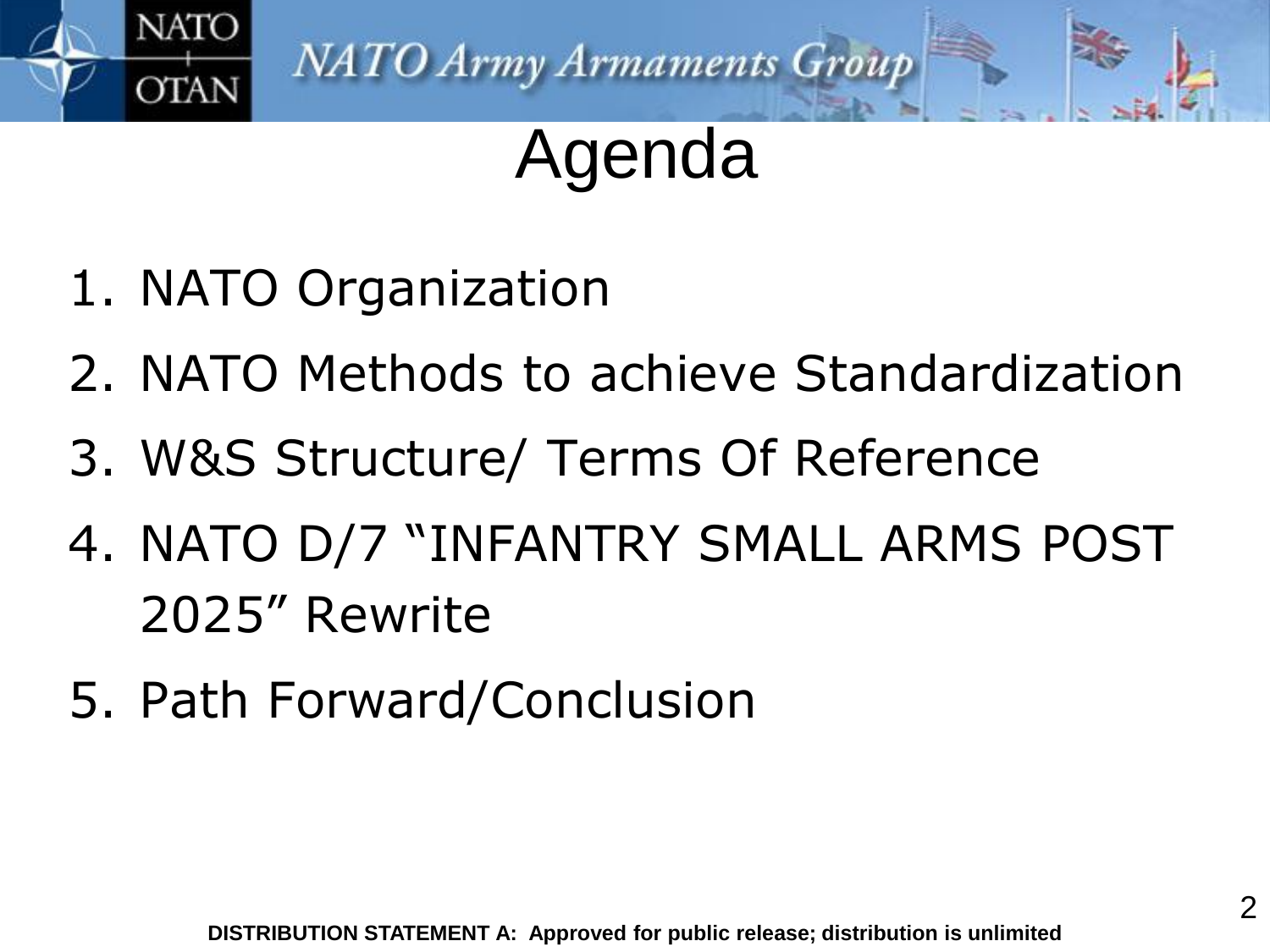# Agenda

1. NATO Organization
2. NATO Methods to achieve Standardization
3. W&S Structure/ Terms Of Reference
4. NATO D/7 “INFANTRY SMALL ARMS POST 2025” Rewrite
5. Path Forward/Conclusion

**DISTRIBUTION STATEMENT A: Approved for public release; distribution is unlimited**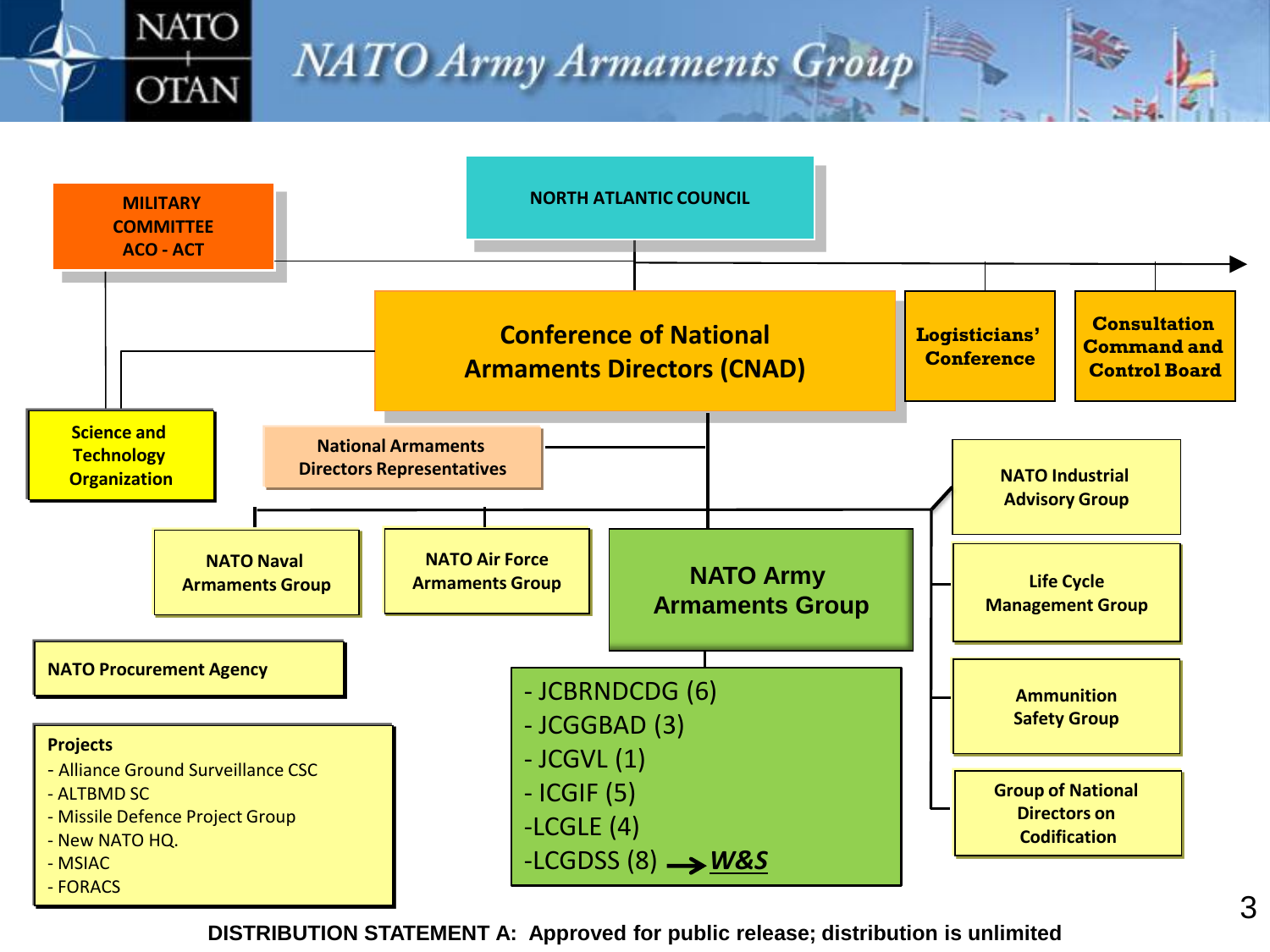# NATO Army Armaments Group

NATO OTAN

- MILITARY COMMITTEE ACO - ACT
- NORTH ATLANTIC COUNCIL
- Conference of National Armaments Directors (CNAD)
- Logisticians' Conference
- Consultation Command and Control Board
- Science and Technology Organization
- National Armaments Directors Representatives
- NATO Industrial Advisory Group
- Life Cycle Management Group
- Ammunition Safety Group
- Group of National Directors on Codification
- NATO Naval Armaments Group
- NATO Air Force Armaments Group
- NATO Army Armaments Group
  - JCBRNDCDG (6)
  - JCGGBAD (3)
  - JCGVL (1)
  - ICGIF (5)
  - LCGLE (4)
  - LCGDSS (8) → ***W&S***
- NATO Procurement Agency

**Projects**
- Alliance Ground Surveillance CSC
- ALTBMD SC
- Missile Defence Project Group
- New NATO HQ.
- MSIAC
- FORACS

**DISTRIBUTION STATEMENT A: Approved for public release; distribution is unlimited**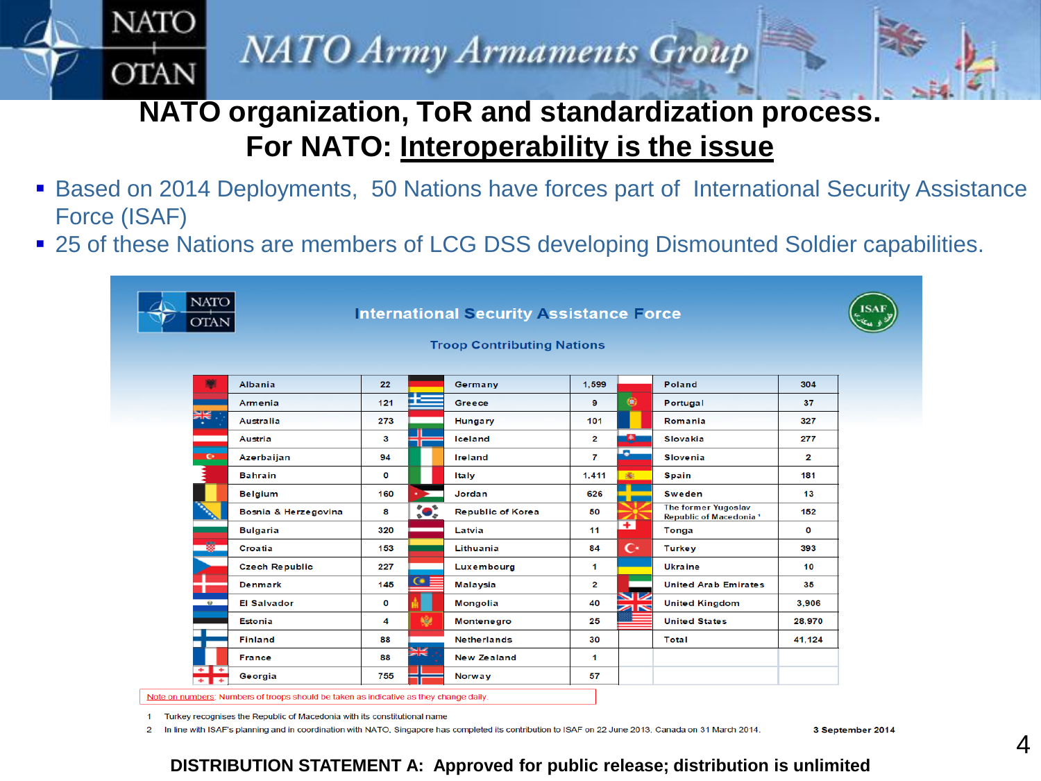# NATO organization, ToR and standardization process.

## For NATO: Interoperability is the issue

- Based on 2014 Deployments, 50 Nations have forces part of International Security Assistance Force (ISAF)
- 25 of these Nations are members of LCG DSS developing Dismounted Soldier capabilities.

**International Security Assistance Force**

**Troop Contributing Nations**

| Nation | Troops | Nation | Troops | Nation | Troops |
|---|---|---|---|---|---|
| Albania | 22 | Germany | 1,599 | Poland | 304 |
| Armenia | 121 | Greece | 9 | Portugal | 37 |
| Australia | 273 | Hungary | 101 | Romania | 327 |
| Austria | 3 | Iceland | 2 | Slovakia | 277 |
| Azerbaijan | 94 | Ireland | 7 | Slovenia | 2 |
| Bahrain | 0 | Italy | 1,411 | Spain | 181 |
| Belgium | 160 | Jordan | 626 | Sweden | 13 |
| Bosnia & Herzegovina | 8 | Republic of Korea | 50 | The former Yugoslav Republic of Macedonia [1] | 152 |
| Bulgaria | 320 | Latvia | 11 | Tonga | 0 |
| Croatia | 153 | Lithuania | 84 | Turkey | 393 |
| Czech Republic | 227 | Luxembourg | 1 | Ukraine | 10 |
| Denmark | 145 | Malaysia | 2 | United Arab Emirates | 35 |
| El Salvador | 0 | Mongolia | 40 | United Kingdom | 3,906 |
| Estonia | 4 | Montenegro | 25 | United States | 28,970 |
| Finland | 88 | Netherlands | 30 | Total | 41,124 |
| France | 88 | New Zealand | 1 | | |
| Georgia | 755 | Norway | 57 | | |

Note on numbers: Numbers of troops should be taken as indicative as they change daily.

1 Turkey recognises the Republic of Macedonia with its constitutional name

2 In line with ISAF's planning and in coordination with NATO, Singapore has completed its contribution to ISAF on 22 June 2013, Canada on 31 March 2014.

**3 September 2014**

**DISTRIBUTION STATEMENT A: Approved for public release; distribution is unlimited**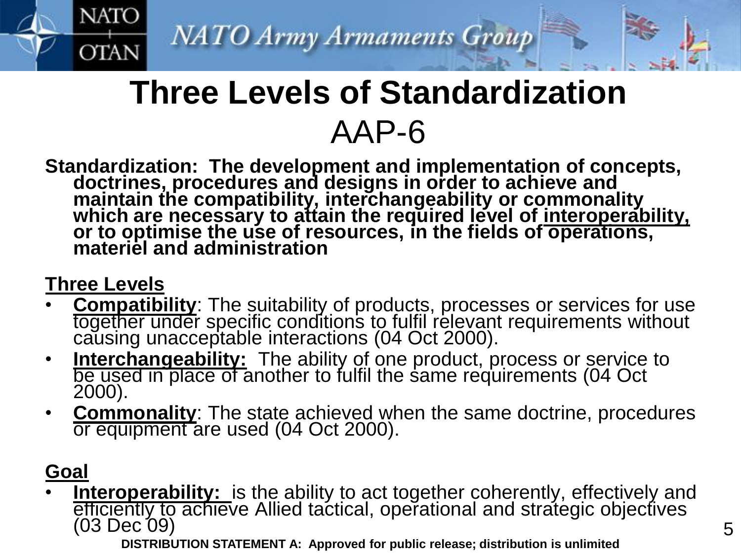# Three Levels of Standardization

## AAP-6

**Standardization: The development and implementation of concepts, doctrines, procedures and designs in order to achieve and maintain the compatibility, interchangeability or commonality which are necessary to attain the required level of interoperability, or to optimise the use of resources, in the fields of operations, materiel and administration**

**Three Levels**

- **Compatibility**: The suitability of products, processes or services for use together under specific conditions to fulfil relevant requirements without causing unacceptable interactions (04 Oct 2000).
- **Interchangeability:** The ability of one product, process or service to be used in place of another to fulfil the same requirements (04 Oct 2000).
- **Commonality**: The state achieved when the same doctrine, procedures or equipment are used (04 Oct 2000).

**Goal**

- **Interoperability:** is the ability to act together coherently, effectively and efficiently to achieve Allied tactical, operational and strategic objectives (03 Dec 09)

DISTRIBUTION STATEMENT A: Approved for public release; distribution is unlimited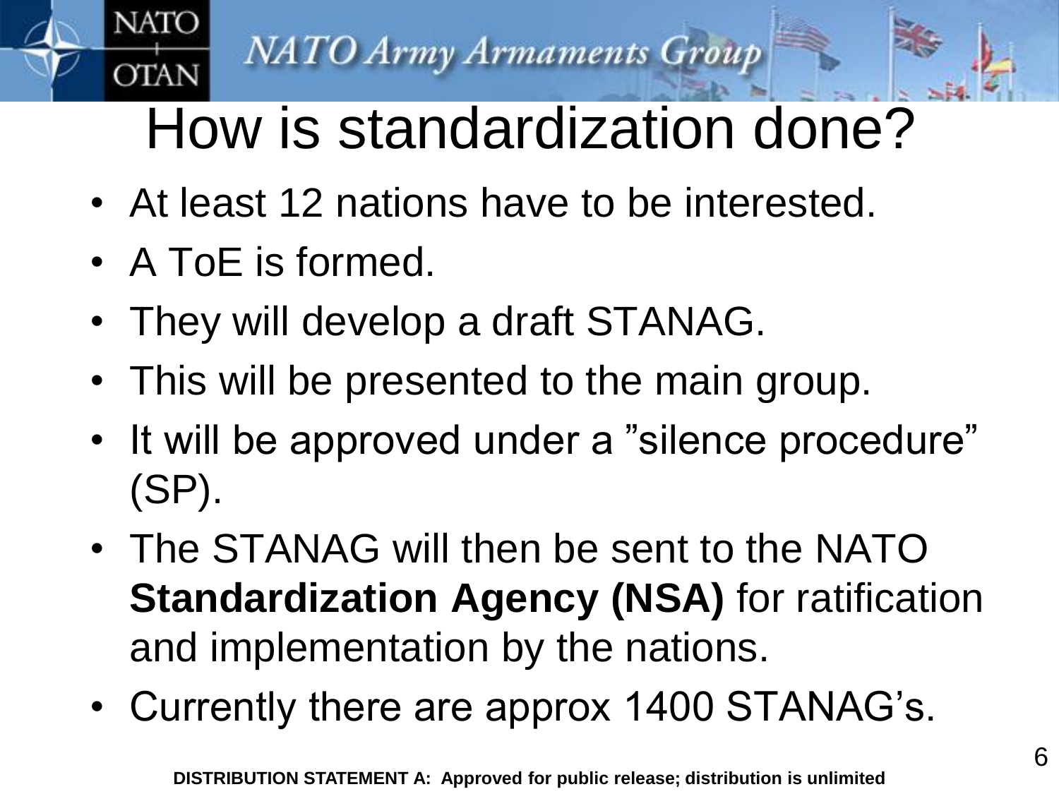# How is standardization done?

- At least 12 nations have to be interested.
- A ToE is formed.
- They will develop a draft STANAG.
- This will be presented to the main group.
- It will be approved under a ”silence procedure” (SP).
- The STANAG will then be sent to the NATO **Standardization Agency (NSA)** for ratification and implementation by the nations.
- Currently there are approx 1400 STANAG’s.

**DISTRIBUTION STATEMENT A: Approved for public release; distribution is unlimited**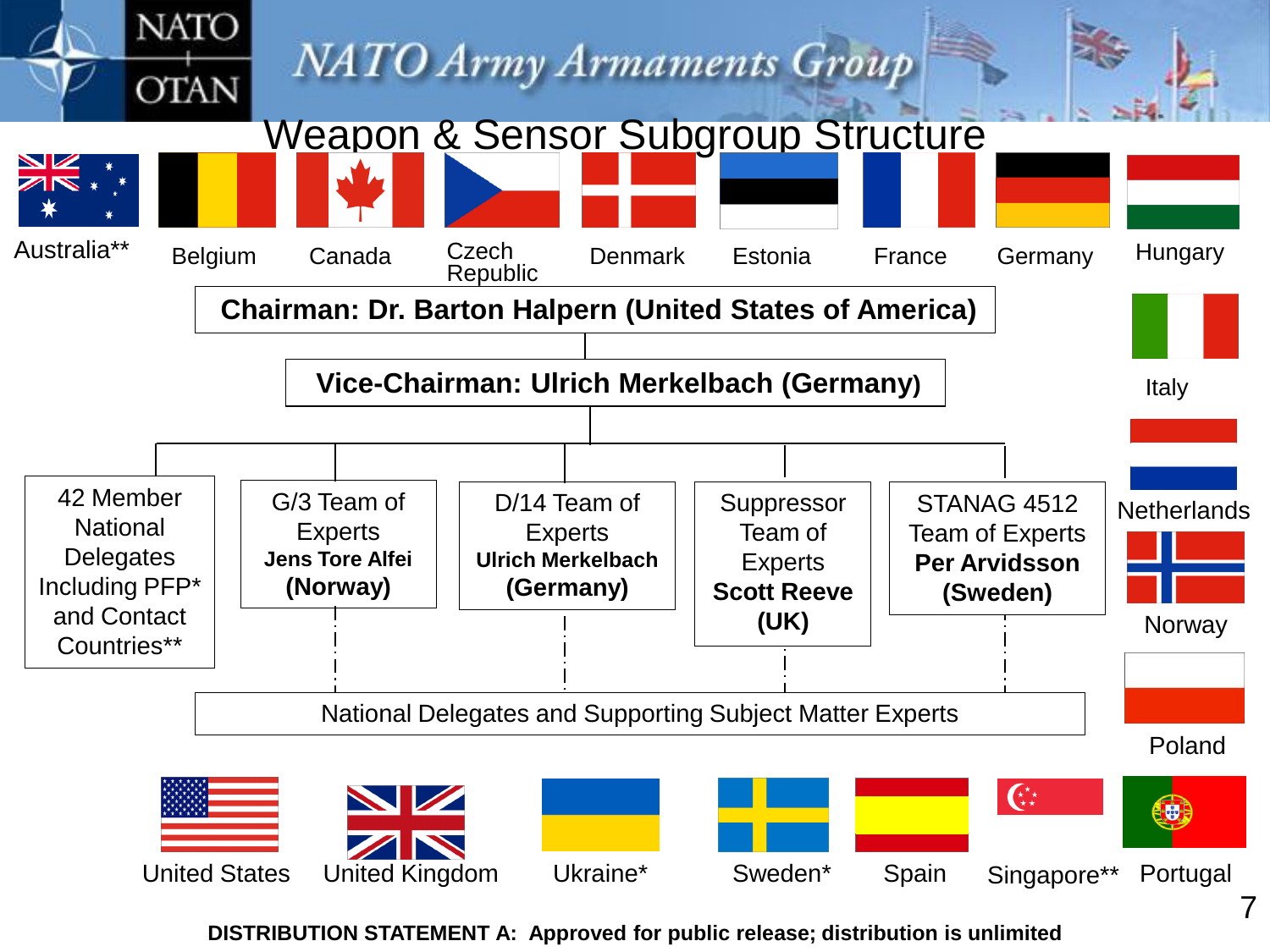# NATO Army Armaments Group

## Weapon & Sensor Subgroup Structure

Australia** | Belgium | Canada | Czech Republic | Denmark | Estonia | France | Germany | Hungary | Italy | Netherlands | Norway | Poland

**Chairman: Dr. Barton Halpern (United States of America)**

**Vice-Chairman: Ulrich Merkelbach (Germany)**

- 42 Member National Delegates Including PFP* and Contact Countries**
- G/3 Team of Experts **Jens Tore Alfei (Norway)**
- D/14 Team of Experts **Ulrich Merkelbach (Germany)**
- Suppressor Team of Experts **Scott Reeve (UK)**
- STANAG 4512 Team of Experts **Per Arvidsson (Sweden)**

National Delegates and Supporting Subject Matter Experts

United States | United Kingdom | Ukraine* | Sweden* | Spain | Singapore** | Portugal

**DISTRIBUTION STATEMENT A: Approved for public release; distribution is unlimited**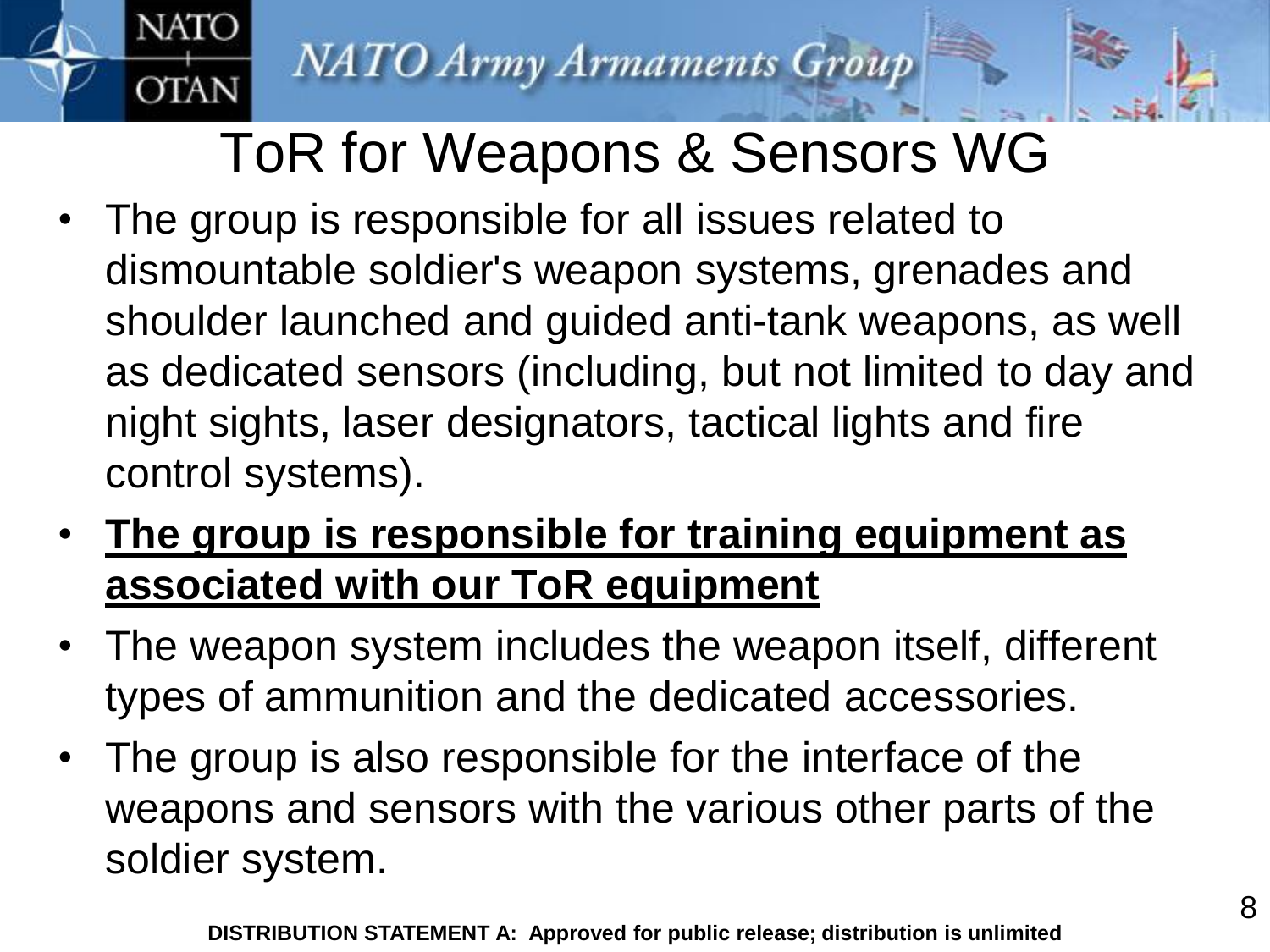# ToR for Weapons & Sensors WG

- The group is responsible for all issues related to dismountable soldier's weapon systems, grenades and shoulder launched and guided anti-tank weapons, as well as dedicated sensors (including, but not limited to day and night sights, laser designators, tactical lights and fire control systems).
- **The group is responsible for training equipment as associated with our ToR equipment**
- The weapon system includes the weapon itself, different types of ammunition and the dedicated accessories.
- The group is also responsible for the interface of the weapons and sensors with the various other parts of the soldier system.

**DISTRIBUTION STATEMENT A: Approved for public release; distribution is unlimited**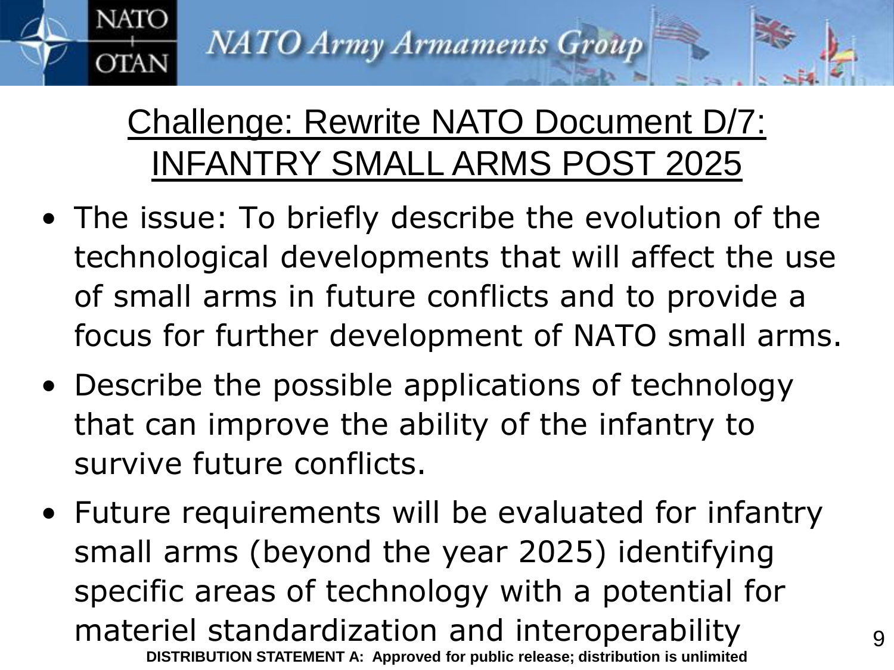# Challenge: Rewrite NATO Document D/7: INFANTRY SMALL ARMS POST 2025

- The issue: To briefly describe the evolution of the technological developments that will affect the use of small arms in future conflicts and to provide a focus for further development of NATO small arms.
- Describe the possible applications of technology that can improve the ability of the infantry to survive future conflicts.
- Future requirements will be evaluated for infantry small arms (beyond the year 2025) identifying specific areas of technology with a potential for materiel standardization and interoperability

**DISTRIBUTION STATEMENT A: Approved for public release; distribution is unlimited**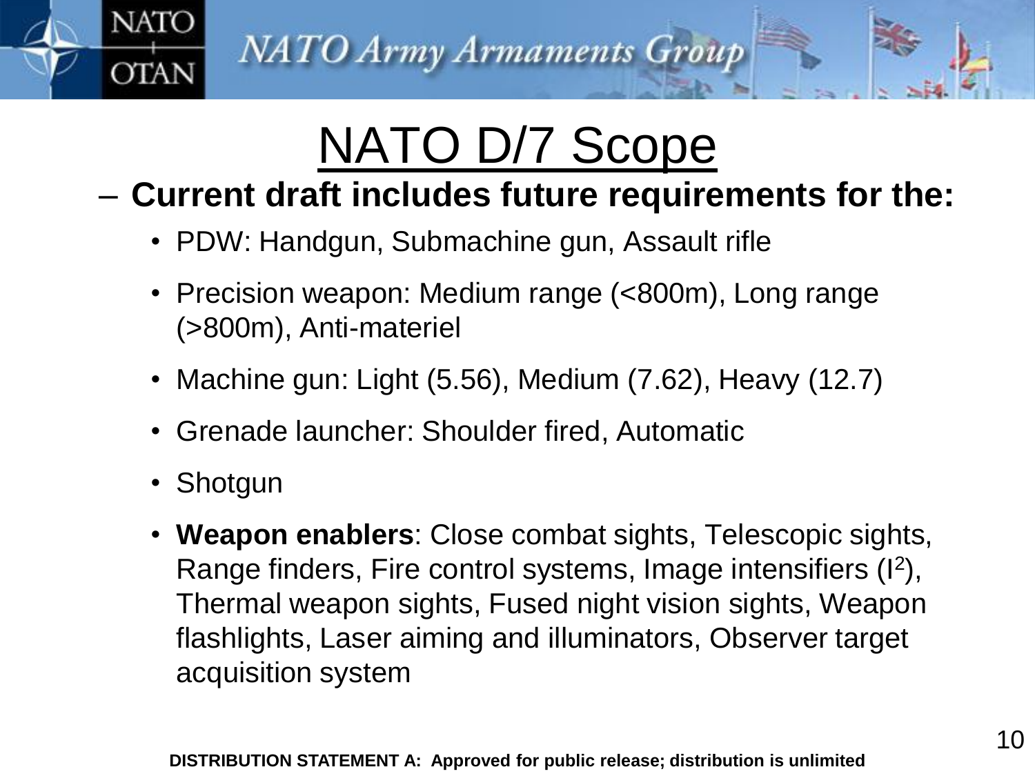# NATO D/7 Scope

- **Current draft includes future requirements for the:**
  - PDW: Handgun, Submachine gun, Assault rifle
  - Precision weapon: Medium range (<800m), Long range (>800m), Anti-materiel
  - Machine gun: Light (5.56), Medium (7.62), Heavy (12.7)
  - Grenade launcher: Shoulder fired, Automatic
  - Shotgun
  - **Weapon enablers**: Close combat sights, Telescopic sights, Range finders, Fire control systems, Image intensifiers ($I^2$), Thermal weapon sights, Fused night vision sights, Weapon flashlights, Laser aiming and illuminators, Observer target acquisition system

**DISTRIBUTION STATEMENT A: Approved for public release; distribution is unlimited**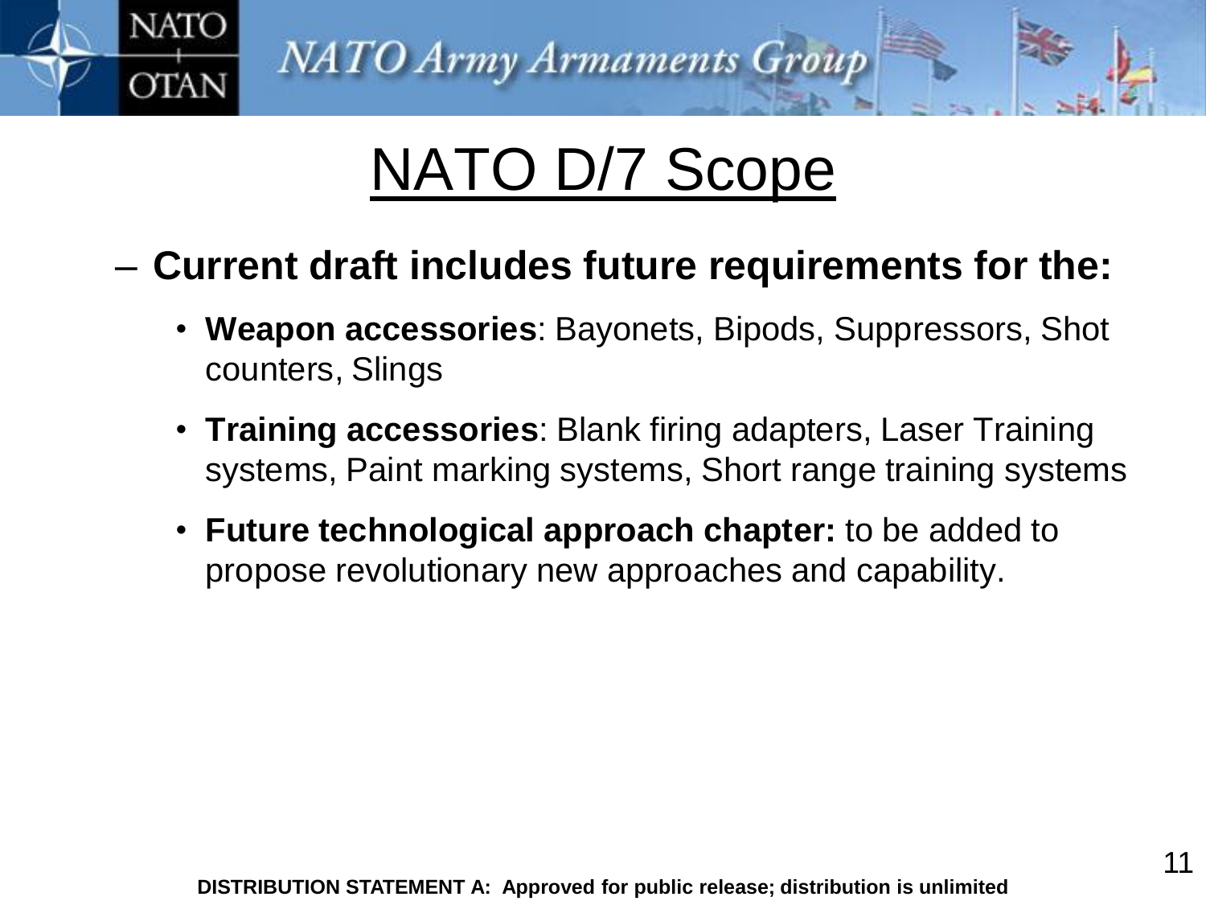# NATO D/7 Scope

- **Current draft includes future requirements for the:**
  - **Weapon accessories**: Bayonets, Bipods, Suppressors, Shot counters, Slings
  - **Training accessories**: Blank firing adapters, Laser Training systems, Paint marking systems, Short range training systems
  - **Future technological approach chapter:** to be added to propose revolutionary new approaches and capability.

**DISTRIBUTION STATEMENT A: Approved for public release; distribution is unlimited**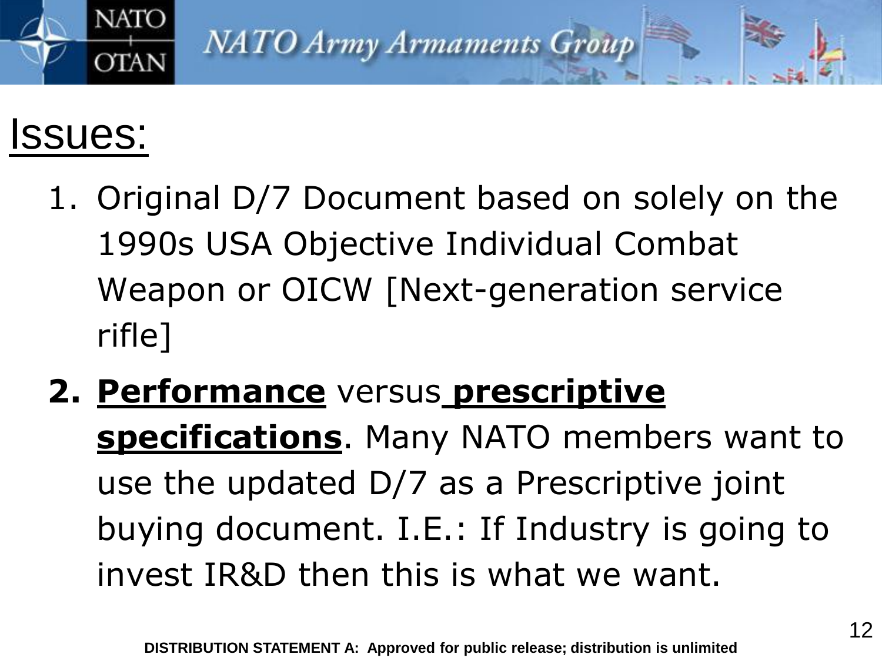# Issues:

1. Original D/7 Document based on solely on the 1990s USA Objective Individual Combat Weapon or OICW [Next-generation service rifle]

2. **Performance** versus **prescriptive specifications**. Many NATO members want to use the updated D/7 as a Prescriptive joint buying document. I.E.: If Industry is going to invest IR&D then this is what we want.

**DISTRIBUTION STATEMENT A: Approved for public release; distribution is unlimited**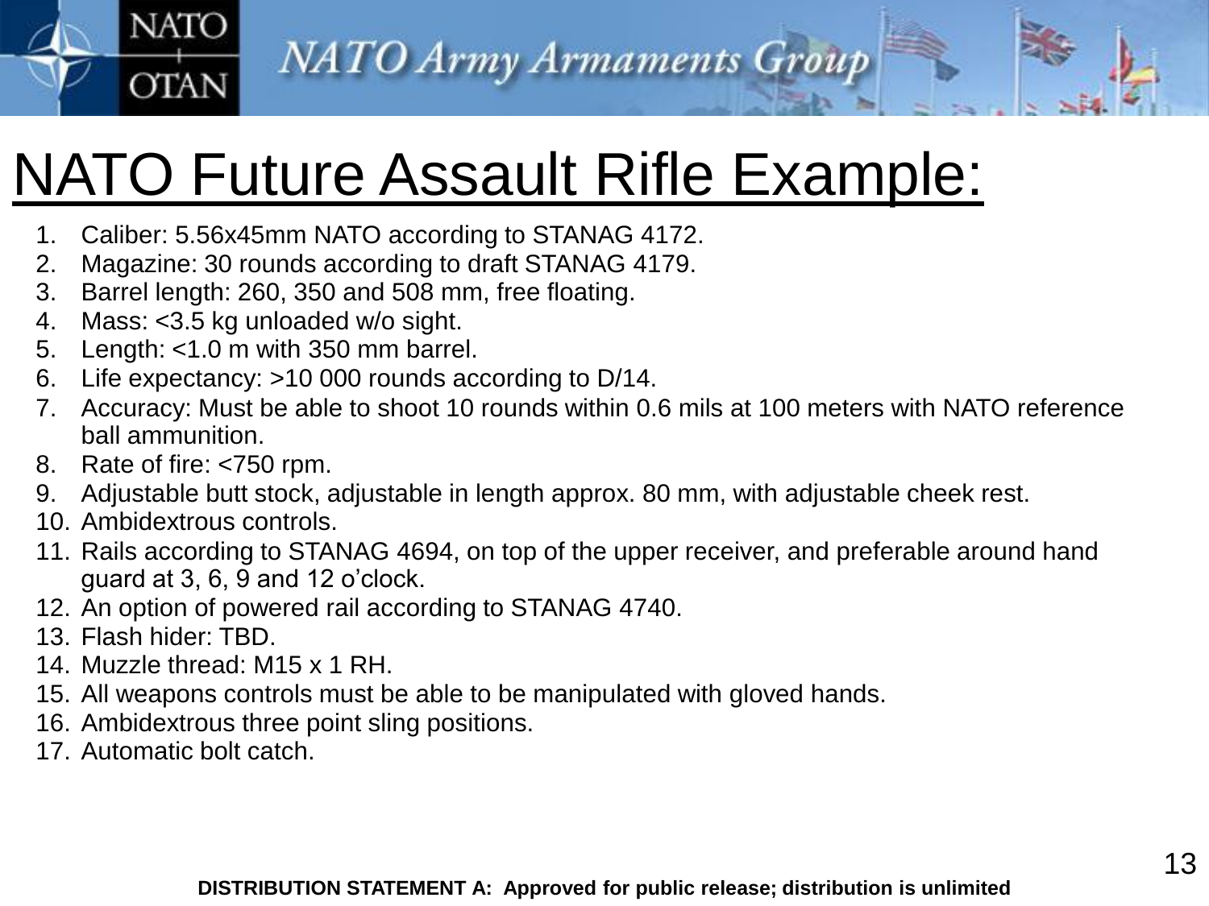# NATO Future Assault Rifle Example:

1. Caliber: 5.56x45mm NATO according to STANAG 4172.
2. Magazine: 30 rounds according to draft STANAG 4179.
3. Barrel length: 260, 350 and 508 mm, free floating.
4. Mass: <3.5 kg unloaded w/o sight.
5. Length: <1.0 m with 350 mm barrel.
6. Life expectancy: >10 000 rounds according to D/14.
7. Accuracy: Must be able to shoot 10 rounds within 0.6 mils at 100 meters with NATO reference ball ammunition.
8. Rate of fire: <750 rpm.
9. Adjustable butt stock, adjustable in length approx. 80 mm, with adjustable cheek rest.
10. Ambidextrous controls.
11. Rails according to STANAG 4694, on top of the upper receiver, and preferable around hand guard at 3, 6, 9 and 12 o'clock.
12. An option of powered rail according to STANAG 4740.
13. Flash hider: TBD.
14. Muzzle thread: M15 x 1 RH.
15. All weapons controls must be able to be manipulated with gloved hands.
16. Ambidextrous three point sling positions.
17. Automatic bolt catch.

**DISTRIBUTION STATEMENT A: Approved for public release; distribution is unlimited**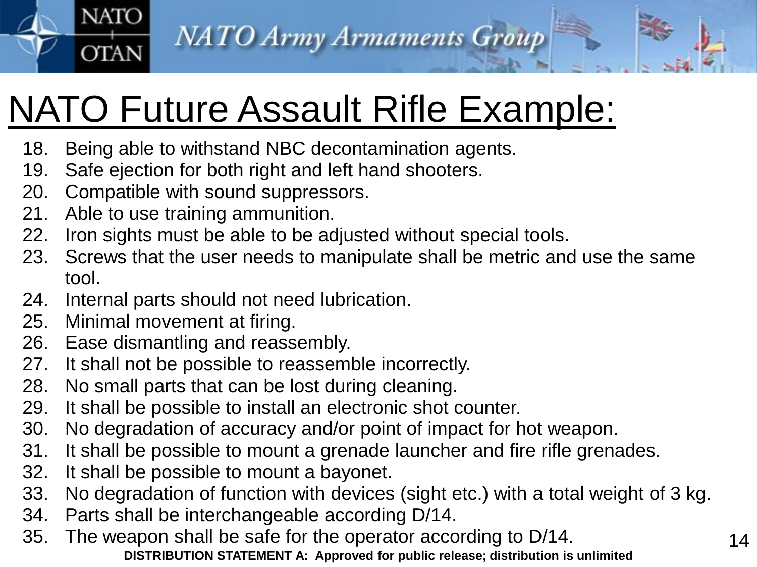# NATO Future Assault Rifle Example:

18. Being able to withstand NBC decontamination agents.
19. Safe ejection for both right and left hand shooters.
20. Compatible with sound suppressors.
21. Able to use training ammunition.
22. Iron sights must be able to be adjusted without special tools.
23. Screws that the user needs to manipulate shall be metric and use the same tool.
24. Internal parts should not need lubrication.
25. Minimal movement at firing.
26. Ease dismantling and reassembly.
27. It shall not be possible to reassemble incorrectly.
28. No small parts that can be lost during cleaning.
29. It shall be possible to install an electronic shot counter.
30. No degradation of accuracy and/or point of impact for hot weapon.
31. It shall be possible to mount a grenade launcher and fire rifle grenades.
32. It shall be possible to mount a bayonet.
33. No degradation of function with devices (sight etc.) with a total weight of 3 kg.
34. Parts shall be interchangeable according D/14.
35. The weapon shall be safe for the operator according to D/14.

**DISTRIBUTION STATEMENT A: Approved for public release; distribution is unlimited**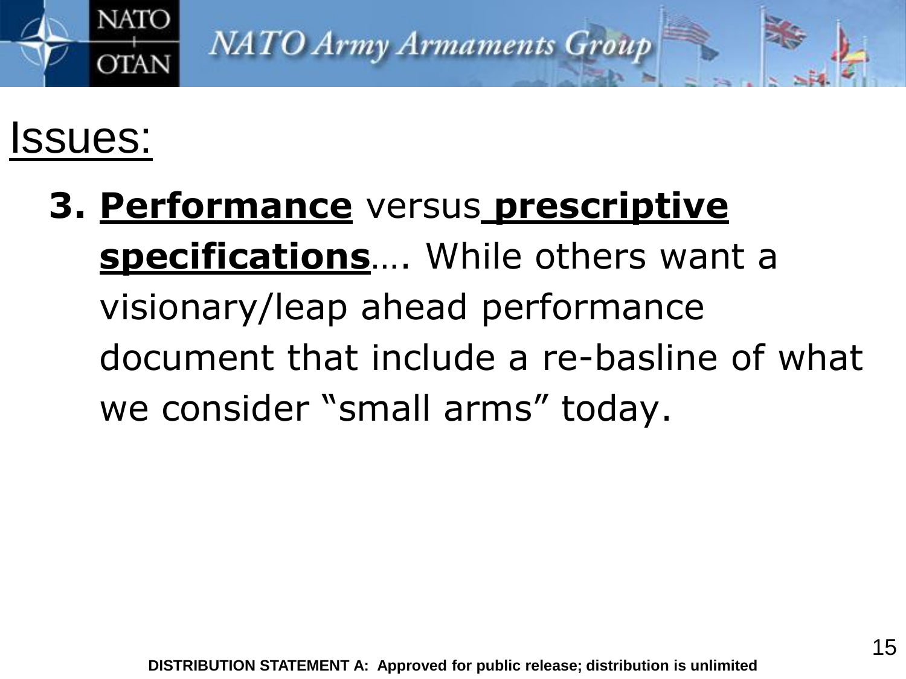# Issues:

3. **Performance** versus **prescriptive specifications**…. While others want a visionary/leap ahead performance document that include a re-basline of what we consider "small arms" today.

DISTRIBUTION STATEMENT A: Approved for public release; distribution is unlimited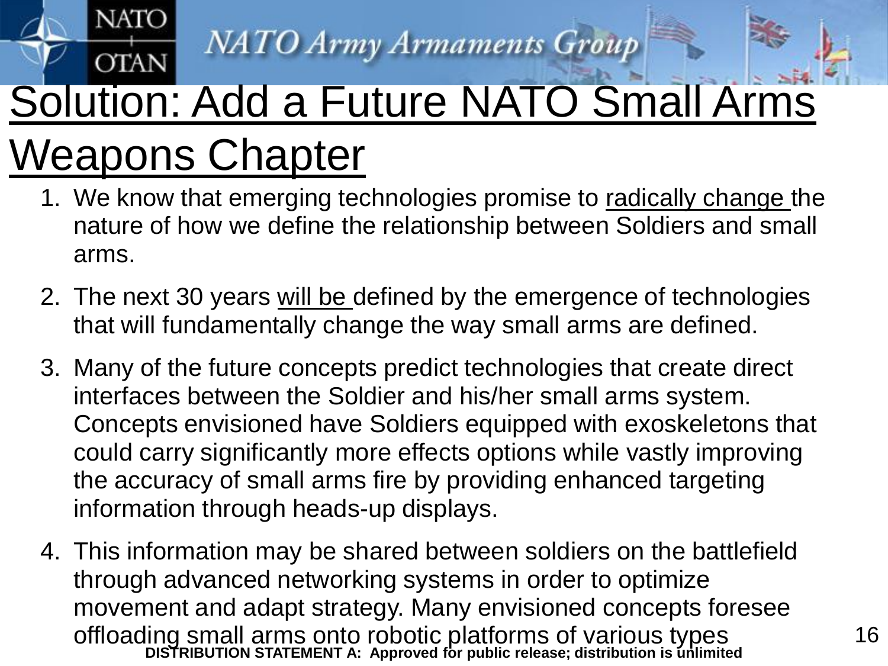# Solution: Add a Future NATO Small Arms Weapons Chapter

1. We know that emerging technologies promise to radically change the nature of how we define the relationship between Soldiers and small arms.

2. The next 30 years will be defined by the emergence of technologies that will fundamentally change the way small arms are defined.

3. Many of the future concepts predict technologies that create direct interfaces between the Soldier and his/her small arms system. Concepts envisioned have Soldiers equipped with exoskeletons that could carry significantly more effects options while vastly improving the accuracy of small arms fire by providing enhanced targeting information through heads-up displays.

4. This information may be shared between soldiers on the battlefield through advanced networking systems in order to optimize movement and adapt strategy. Many envisioned concepts foresee offloading small arms onto robotic platforms of various types

**DISTRIBUTION STATEMENT A: Approved for public release; distribution is unlimited**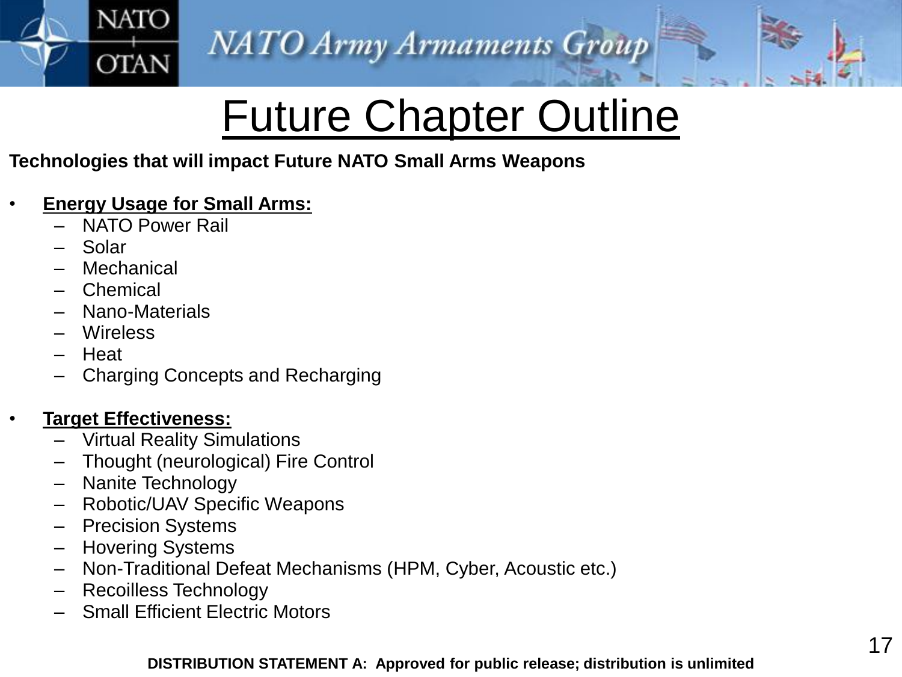# Future Chapter Outline

**Technologies that will impact Future NATO Small Arms Weapons**

- **Energy Usage for Small Arms:**
  - NATO Power Rail
  - Solar
  - Mechanical
  - Chemical
  - Nano-Materials
  - Wireless
  - Heat
  - Charging Concepts and Recharging

- **Target Effectiveness:**
  - Virtual Reality Simulations
  - Thought (neurological) Fire Control
  - Nanite Technology
  - Robotic/UAV Specific Weapons
  - Precision Systems
  - Hovering Systems
  - Non-Traditional Defeat Mechanisms (HPM, Cyber, Acoustic etc.)
  - Recoilless Technology
  - Small Efficient Electric Motors

**DISTRIBUTION STATEMENT A: Approved for public release; distribution is unlimited**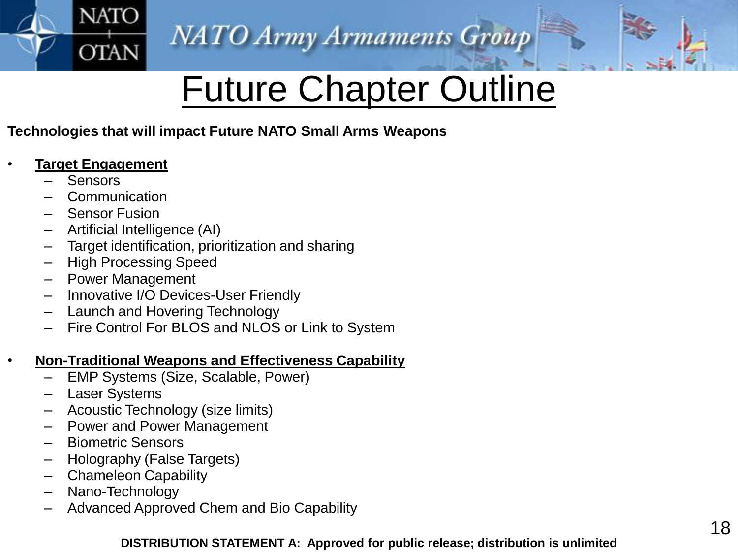# Future Chapter Outline

**Technologies that will impact Future NATO Small Arms Weapons**

- **Target Engagement**
  - Sensors
  - Communication
  - Sensor Fusion
  - Artificial Intelligence (AI)
  - Target identification, prioritization and sharing
  - High Processing Speed
  - Power Management
  - Innovative I/O Devices-User Friendly
  - Launch and Hovering Technology
  - Fire Control For BLOS and NLOS or Link to System

- **Non-Traditional Weapons and Effectiveness Capability**
  - EMP Systems (Size, Scalable, Power)
  - Laser Systems
  - Acoustic Technology (size limits)
  - Power and Power Management
  - Biometric Sensors
  - Holography (False Targets)
  - Chameleon Capability
  - Nano-Technology
  - Advanced Approved Chem and Bio Capability

**DISTRIBUTION STATEMENT A: Approved for public release; distribution is unlimited**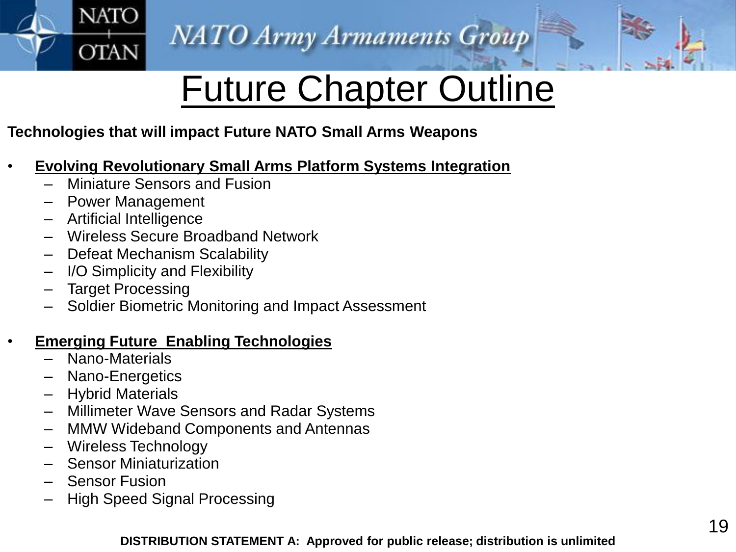# Future Chapter Outline

**Technologies that will impact Future NATO Small Arms Weapons**

- **Evolving Revolutionary Small Arms Platform Systems Integration**
  - Miniature Sensors and Fusion
  - Power Management
  - Artificial Intelligence
  - Wireless Secure Broadband Network
  - Defeat Mechanism Scalability
  - I/O Simplicity and Flexibility
  - Target Processing
  - Soldier Biometric Monitoring and Impact Assessment

- **Emerging Future Enabling Technologies**
  - Nano-Materials
  - Nano-Energetics
  - Hybrid Materials
  - Millimeter Wave Sensors and Radar Systems
  - MMW Wideband Components and Antennas
  - Wireless Technology
  - Sensor Miniaturization
  - Sensor Fusion
  - High Speed Signal Processing

**DISTRIBUTION STATEMENT A: Approved for public release; distribution is unlimited**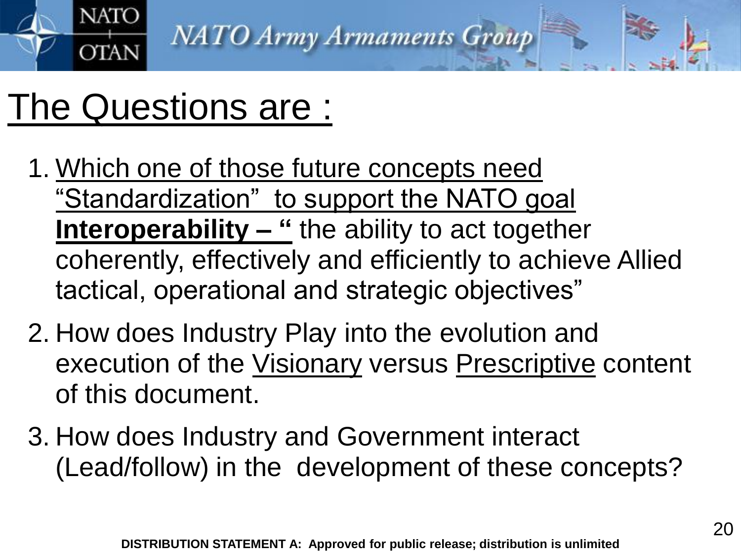# The Questions are :

1. Which one of those future concepts need "Standardization" to support the NATO goal **Interoperability – "** the ability to act together coherently, effectively and efficiently to achieve Allied tactical, operational and strategic objectives"
2. How does Industry Play into the evolution and execution of the Visionary versus Prescriptive content of this document.
3. How does Industry and Government interact (Lead/follow) in the development of these concepts?

**DISTRIBUTION STATEMENT A: Approved for public release; distribution is unlimited**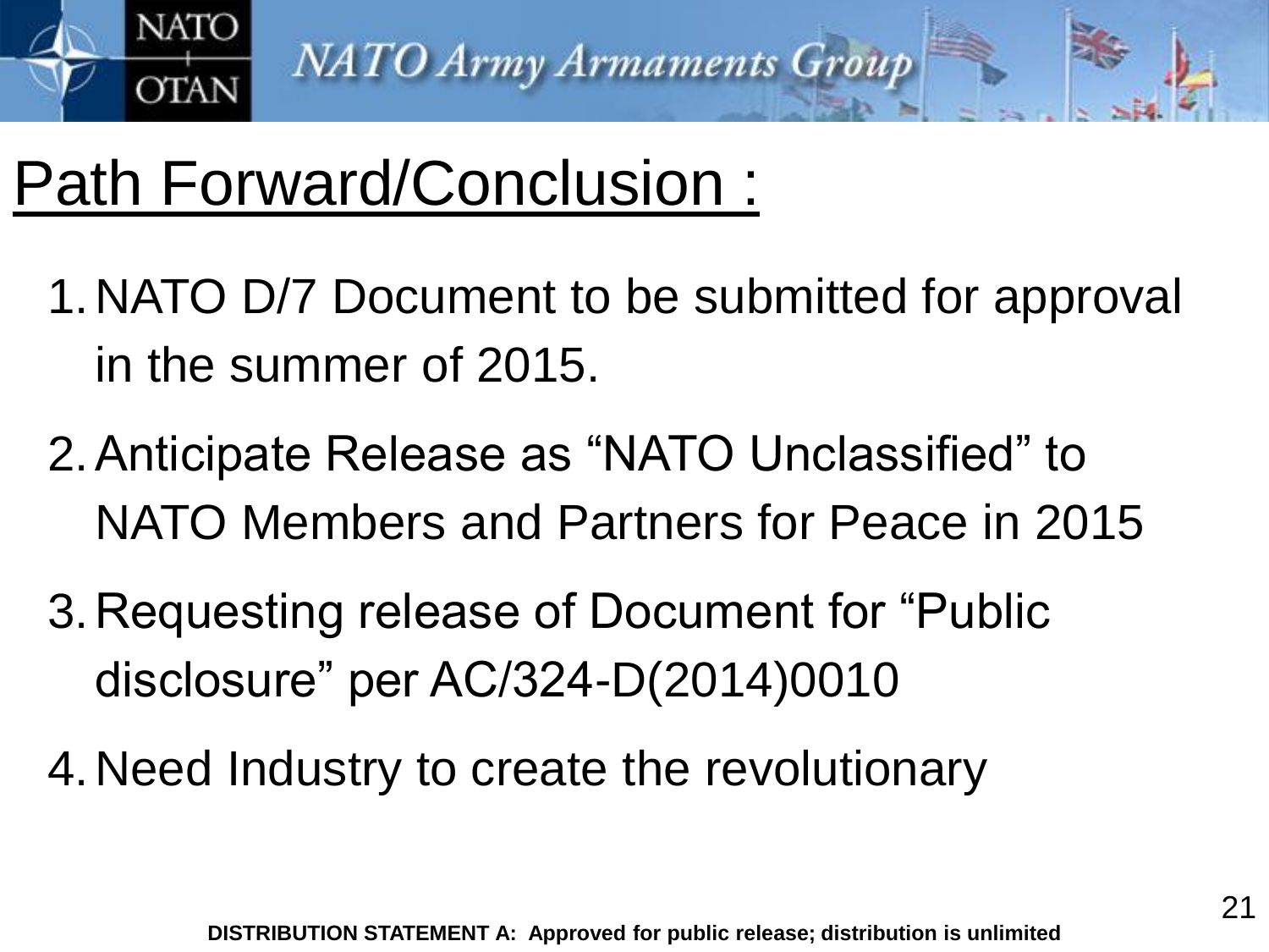# Path Forward/Conclusion :

1. NATO D/7 Document to be submitted for approval in the summer of 2015.
2. Anticipate Release as "NATO Unclassified" to NATO Members and Partners for Peace in 2015
3. Requesting release of Document for "Public disclosure" per AC/324-D(2014)0010
4. Need Industry to create the revolutionary

**DISTRIBUTION STATEMENT A: Approved for public release; distribution is unlimited**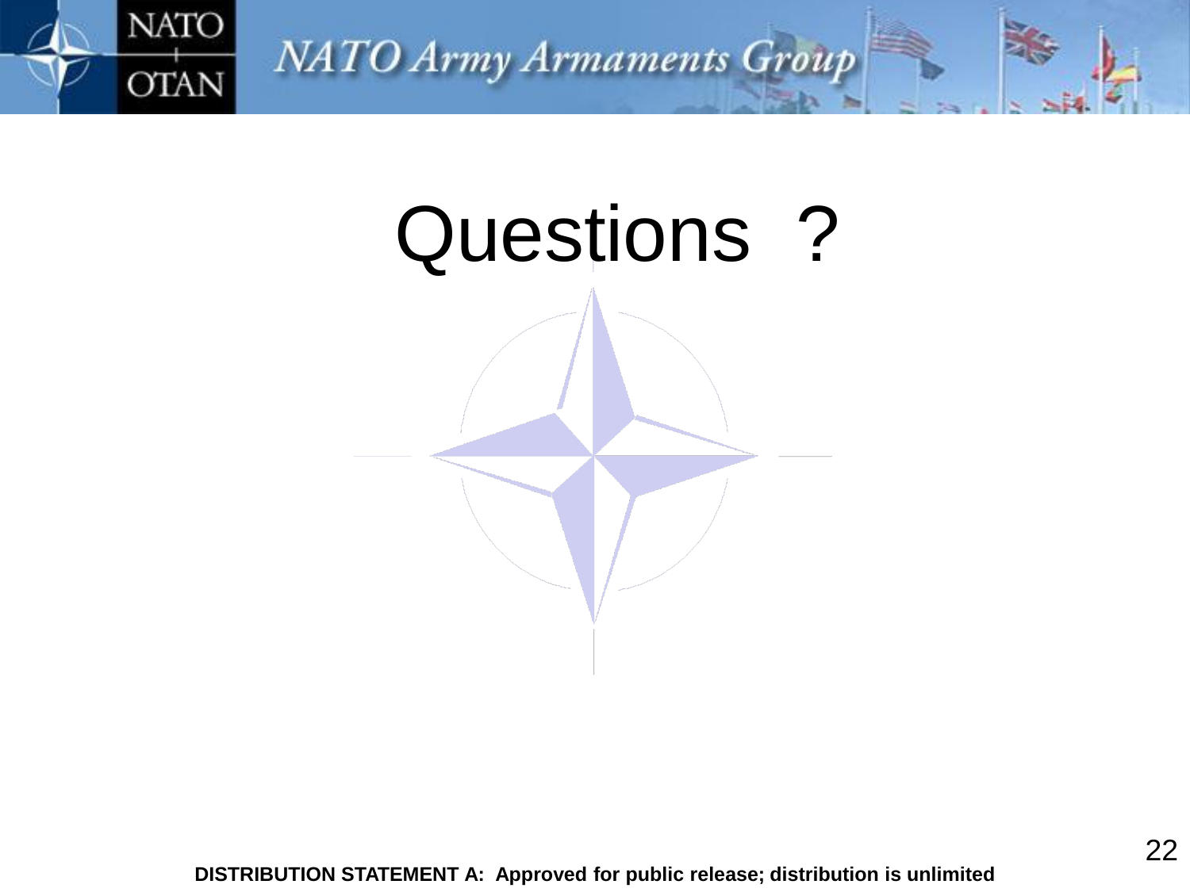# Questions ?

**DISTRIBUTION STATEMENT A: Approved for public release; distribution is unlimited**